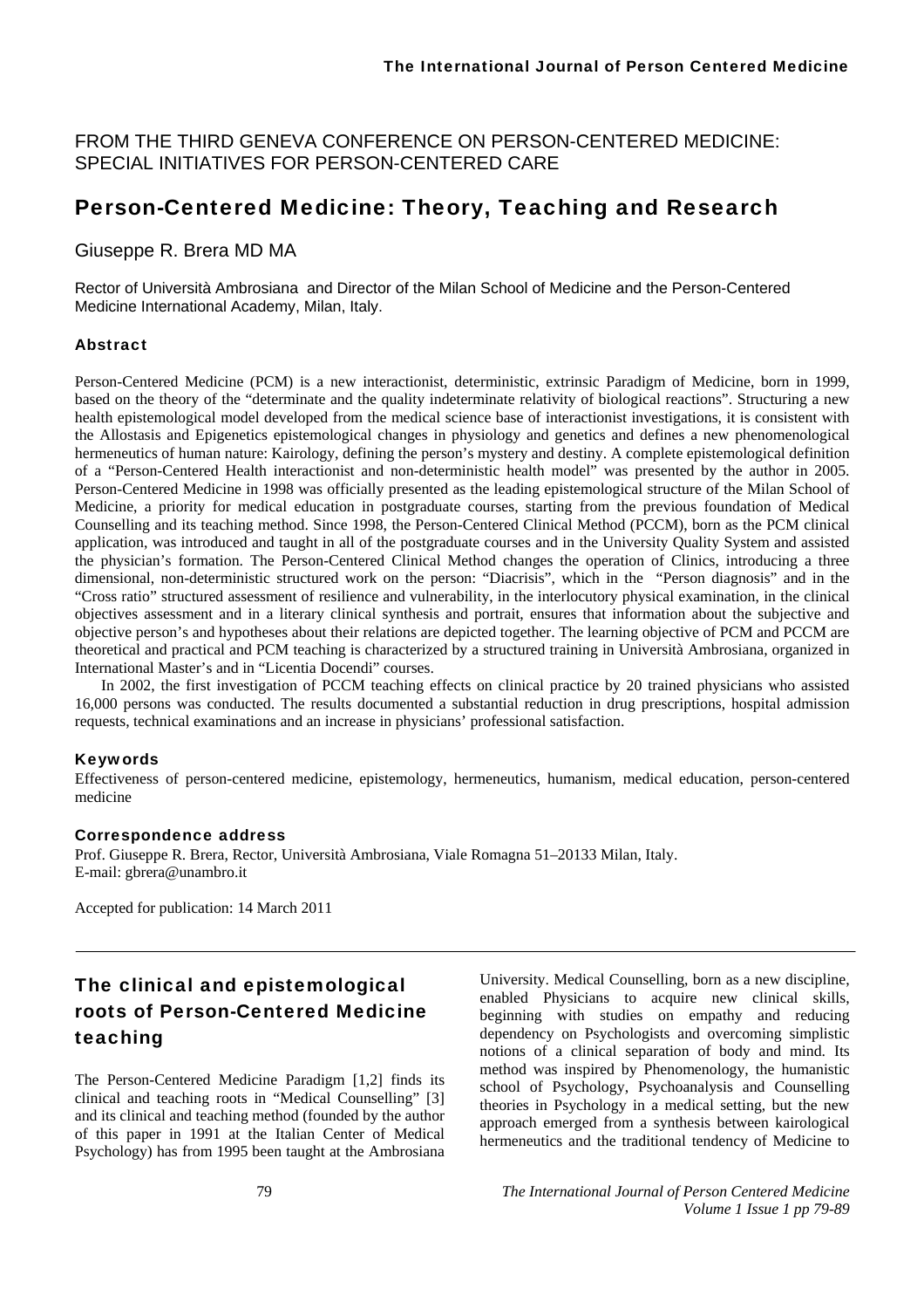FROM THE THIRD GENEVA CONFERENCE ON PERSON-CENTERED MEDICINE: SPECIAL INITIATIVES FOR PERSON-CENTERED CARE

# Person-Centered Medicine: Theory, Teaching and Research

Giuseppe R. Brera MD MA

Rector of Università Ambrosiana and Director of the Milan School of Medicine and the Person-Centered Medicine International Academy, Milan, Italy.

### Abstract

Person-Centered Medicine (PCM) is a new interactionist, deterministic, extrinsic Paradigm of Medicine, born in 1999, based on the theory of the "determinate and the quality indeterminate relativity of biological reactions". Structuring a new health epistemological model developed from the medical science base of interactionist investigations, it is consistent with the Allostasis and Epigenetics epistemological changes in physiology and genetics and defines a new phenomenological hermeneutics of human nature: Kairology, defining the person's mystery and destiny. A complete epistemological definition of a "Person-Centered Health interactionist and non-deterministic health model" was presented by the author in 2005. Person-Centered Medicine in 1998 was officially presented as the leading epistemological structure of the Milan School of Medicine, a priority for medical education in postgraduate courses, starting from the previous foundation of Medical Counselling and its teaching method. Since 1998, the Person-Centered Clinical Method (PCCM), born as the PCM clinical application, was introduced and taught in all of the postgraduate courses and in the University Quality System and assisted the physician's formation. The Person-Centered Clinical Method changes the operation of Clinics, introducing a three dimensional, non-deterministic structured work on the person: "Diacrisis", which in the "Person diagnosis" and in the "Cross ratio" structured assessment of resilience and vulnerability, in the interlocutory physical examination, in the clinical objectives assessment and in a literary clinical synthesis and portrait, ensures that information about the subjective and objective person's and hypotheses about their relations are depicted together. The learning objective of PCM and PCCM are theoretical and practical and PCM teaching is characterized by a structured training in Università Ambrosiana, organized in International Master's and in "Licentia Docendi" courses.

In 2002, the first investigation of PCCM teaching effects on clinical practice by 20 trained physicians who assisted 16,000 persons was conducted. The results documented a substantial reduction in drug prescriptions, hospital admission requests, technical examinations and an increase in physicians' professional satisfaction.

### Keywords

Effectiveness of person-centered medicine, epistemology, hermeneutics, humanism, medical education, person-centered medicine

### Correspondence address

Prof. Giuseppe R. Brera, Rector, Università Ambrosiana, Viale Romagna 51–20133 Milan, Italy.
E-mail: gbrera@unambro.it

Accepted for publication: 14 March 2011

## The clinical and epistemological roots of Person-Centered Medicine teaching

The Person-Centered Medicine Paradigm [1,2] finds its clinical and teaching roots in "Medical Counselling" [3] and its clinical and teaching method (founded by the author of this paper in 1991 at the Italian Center of Medical Psychology) has from 1995 been taught at the Ambrosiana University. Medical Counselling, born as a new discipline, enabled Physicians to acquire new clinical skills, beginning with studies on empathy and reducing dependency on Psychologists and overcoming simplistic notions of a clinical separation of body and mind. Its method was inspired by Phenomenology, the humanistic school of Psychology, Psychoanalysis and Counselling theories in Psychology in a medical setting, but the new approach emerged from a synthesis between kairological hermeneutics and the traditional tendency of Medicine to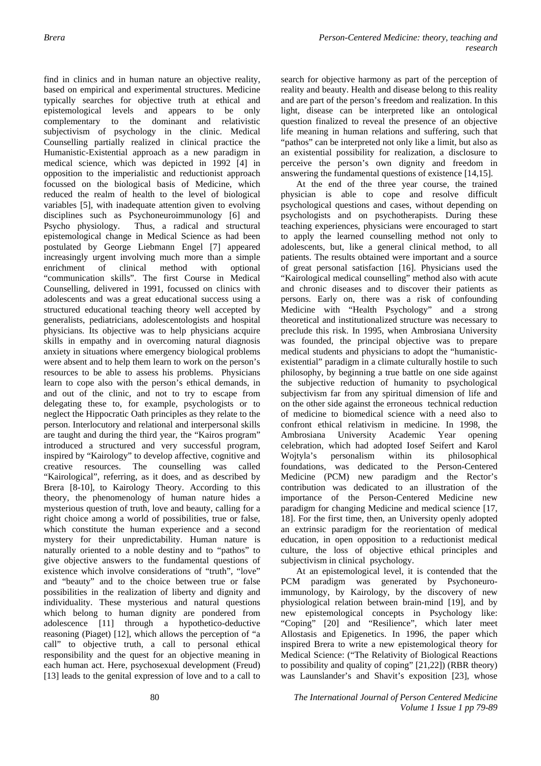find in clinics and in human nature an objective reality, based on empirical and experimental structures. Medicine typically searches for objective truth at ethical and epistemological levels and appears to be only complementary to the dominant and relativistic subjectivism of psychology in the clinic. Medical Counselling partially realized in clinical practice the Humanistic-Existential approach as a new paradigm in medical science, which was depicted in 1992 [4] in opposition to the imperialistic and reductionist approach focussed on the biological basis of Medicine, which reduced the realm of health to the level of biological variables [5], with inadequate attention given to evolving disciplines such as Psychoneuroimmunology [6] and Psycho physiology. Thus, a radical and structural epistemological change in Medical Science as had been postulated by George Liebmann Engel [7] appeared increasingly urgent involving much more than a simple enrichment of clinical method with optional "communication skills". The first Course in Medical Counselling, delivered in 1991, focussed on clinics with adolescents and was a great educational success using a structured educational teaching theory well accepted by generalists, pediatricians, adolescentologists and hospital physicians. Its objective was to help physicians acquire skills in empathy and in overcoming natural diagnosis anxiety in situations where emergency biological problems were absent and to help them learn to work on the person's resources to be able to assess his problems. Physicians learn to cope also with the person's ethical demands, in and out of the clinic, and not to try to escape from delegating these to, for example, psychologists or to neglect the Hippocratic Oath principles as they relate to the person. Interlocutory and relational and interpersonal skills are taught and during the third year, the "Kairos program" introduced a structured and very successful program, inspired by "Kairology" to develop affective, cognitive and creative resources. The counselling was called "Kairological", referring, as it does, and as described by Brera [8-10], to Kairology Theory. According to this theory, the phenomenology of human nature hides a mysterious question of truth, love and beauty, calling for a right choice among a world of possibilities, true or false, which constitute the human experience and a second mystery for their unpredictability. Human nature is naturally oriented to a noble destiny and to "pathos" to give objective answers to the fundamental questions of existence which involve considerations of "truth", "love" and "beauty" and to the choice between true or false possibilities in the realization of liberty and dignity and individuality. These mysterious and natural questions which belong to human dignity are pondered from adolescence [11] through a hypothetico-deductive reasoning (Piaget) [12], which allows the perception of "a call" to objective truth, a call to personal ethical responsibility and the quest for an objective meaning in each human act. Here, psychosexual development (Freud) [13] leads to the genital expression of love and to a call to search for objective harmony as part of the perception of reality and beauty. Health and disease belong to this reality and are part of the person's freedom and realization. In this light, disease can be interpreted like an ontological question finalized to reveal the presence of an objective life meaning in human relations and suffering, such that "pathos" can be interpreted not only like a limit, but also as an existential possibility for realization, a disclosure to perceive the person's own dignity and freedom in answering the fundamental questions of existence [14,15].

At the end of the three year course, the trained physician is able to cope and resolve difficult psychological questions and cases, without depending on psychologists and on psychotherapists. During these teaching experiences, physicians were encouraged to start to apply the learned counselling method not only to adolescents, but, like a general clinical method, to all patients. The results obtained were important and a source of great personal satisfaction [16]. Physicians used the "Kairological medical counselling" method also with acute and chronic diseases and to discover their patients as persons. Early on, there was a risk of confounding Medicine with "Health Psychology" and a strong theoretical and institutionalized structure was necessary to preclude this risk. In 1995, when Ambrosiana University was founded, the principal objective was to prepare medical students and physicians to adopt the "humanistic-existential" paradigm in a climate culturally hostile to such philosophy, by beginning a true battle on one side against the subjective reduction of humanity to psychological subjectivism far from any spiritual dimension of life and on the other side against the erroneous technical reduction of medicine to biomedical science with a need also to confront ethical relativism in medicine. In 1998, the Ambrosiana University Academic Year opening celebration, which had adopted Iosef Seifert and Karol Wojtyla's personalism within its philosophical foundations, was dedicated to the Person-Centered Medicine (PCM) new paradigm and the Rector's contribution was dedicated to an illustration of the importance of the Person-Centered Medicine new paradigm for changing Medicine and medical science [17, 18]. For the first time, then, an University openly adopted an extrinsic paradigm for the reorientation of medical education, in open opposition to a reductionist medical culture, the loss of objective ethical principles and subjectivism in clinical psychology.

At an epistemological level, it is contended that the PCM paradigm was generated by Psychoneuro-immunology, by Kairology, by the discovery of new physiological relation between brain-mind [19], and by new epistemological concepts in Psychology like: "Coping" [20] and "Resilience", which later meet Allostasis and Epigenetics. In 1996, the paper which inspired Brera to write a new epistemological theory for Medical Science: ("The Relativity of Biological Reactions to possibility and quality of coping" [21,22]) (RBR theory) was Launslander's and Shavit's exposition [23], whose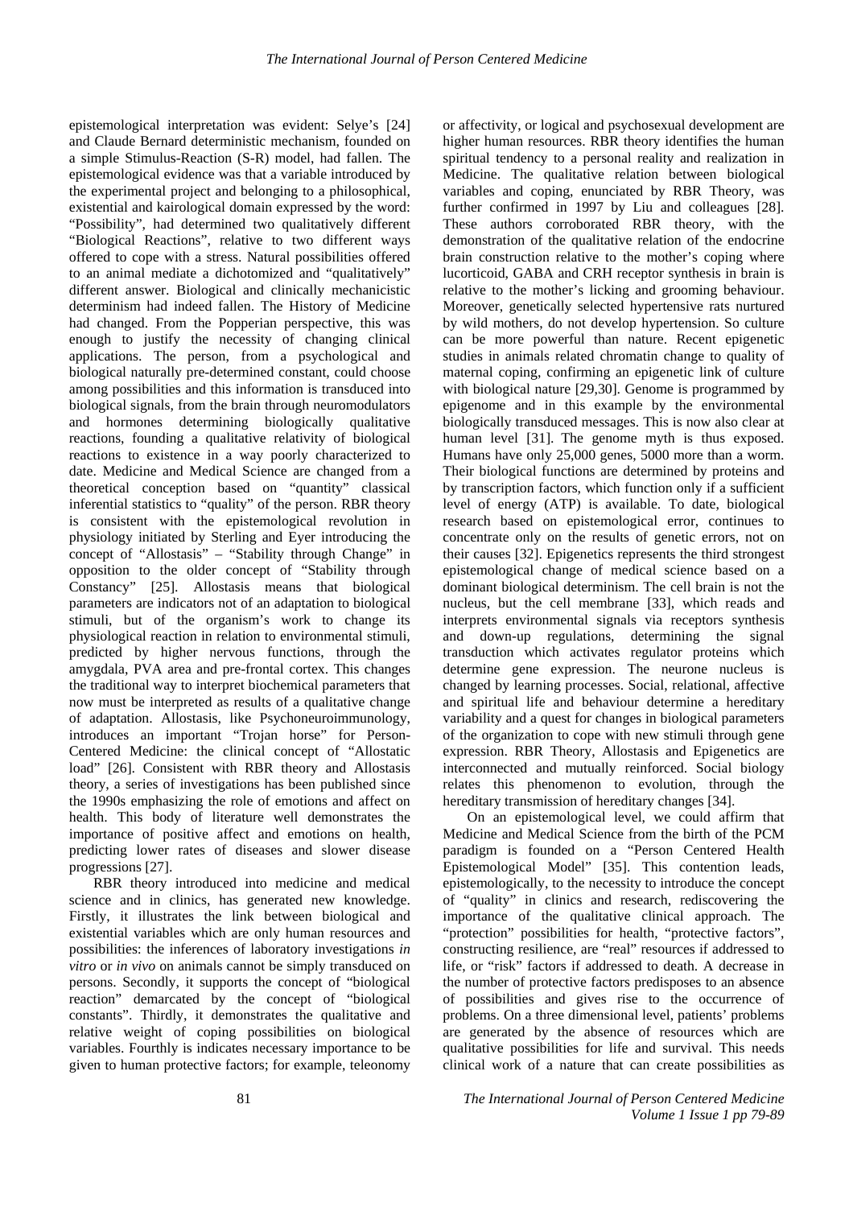epistemological interpretation was evident: Selye's [24] and Claude Bernard deterministic mechanism, founded on a simple Stimulus-Reaction (S-R) model, had fallen. The epistemological evidence was that a variable introduced by the experimental project and belonging to a philosophical, existential and kairological domain expressed by the word: "Possibility", had determined two qualitatively different "Biological Reactions", relative to two different ways offered to cope with a stress. Natural possibilities offered to an animal mediate a dichotomized and "qualitatively" different answer. Biological and clinically mechanicistic determinism had indeed fallen. The History of Medicine had changed. From the Popperian perspective, this was enough to justify the necessity of changing clinical applications. The person, from a psychological and biological naturally pre-determined constant, could choose among possibilities and this information is transduced into biological signals, from the brain through neuromodulators and hormones determining biologically qualitative reactions, founding a qualitative relativity of biological reactions to existence in a way poorly characterized to date. Medicine and Medical Science are changed from a theoretical conception based on "quantity" classical inferential statistics to "quality" of the person. RBR theory is consistent with the epistemological revolution in physiology initiated by Sterling and Eyer introducing the concept of "Allostasis" – "Stability through Change" in opposition to the older concept of "Stability through Constancy" [25]. Allostasis means that biological parameters are indicators not of an adaptation to biological stimuli, but of the organism's work to change its physiological reaction in relation to environmental stimuli, predicted by higher nervous functions, through the amygdala, PVA area and pre-frontal cortex. This changes the traditional way to interpret biochemical parameters that now must be interpreted as results of a qualitative change of adaptation. Allostasis, like Psychoneuroimmunology, introduces an important "Trojan horse" for Person-Centered Medicine: the clinical concept of "Allostatic load" [26]. Consistent with RBR theory and Allostasis theory, a series of investigations has been published since the 1990s emphasizing the role of emotions and affect on health. This body of literature well demonstrates the importance of positive affect and emotions on health, predicting lower rates of diseases and slower disease progressions [27].

RBR theory introduced into medicine and medical science and in clinics, has generated new knowledge. Firstly, it illustrates the link between biological and existential variables which are only human resources and possibilities: the inferences of laboratory investigations *in vitro* or *in vivo* on animals cannot be simply transduced on persons. Secondly, it supports the concept of "biological reaction" demarcated by the concept of "biological constants". Thirdly, it demonstrates the qualitative and relative weight of coping possibilities on biological variables. Fourthly is indicates necessary importance to be given to human protective factors; for example, teleonomy or affectivity, or logical and psychosexual development are higher human resources. RBR theory identifies the human spiritual tendency to a personal reality and realization in Medicine. The qualitative relation between biological variables and coping, enunciated by RBR Theory, was further confirmed in 1997 by Liu and colleagues [28]. These authors corroborated RBR theory, with the demonstration of the qualitative relation of the endocrine brain construction relative to the mother's coping where lucorticoid, GABA and CRH receptor synthesis in brain is relative to the mother's licking and grooming behaviour. Moreover, genetically selected hypertensive rats nurtured by wild mothers, do not develop hypertension. So culture can be more powerful than nature. Recent epigenetic studies in animals related chromatin change to quality of maternal coping, confirming an epigenetic link of culture with biological nature [29,30]. Genome is programmed by epigenome and in this example by the environmental biologically transduced messages. This is now also clear at human level [31]. The genome myth is thus exposed. Humans have only 25,000 genes, 5000 more than a worm. Their biological functions are determined by proteins and by transcription factors, which function only if a sufficient level of energy (ATP) is available. To date, biological research based on epistemological error, continues to concentrate only on the results of genetic errors, not on their causes [32]. Epigenetics represents the third strongest epistemological change of medical science based on a dominant biological determinism. The cell brain is not the nucleus, but the cell membrane [33], which reads and interprets environmental signals via receptors synthesis and down-up regulations, determining the signal transduction which activates regulator proteins which determine gene expression. The neurone nucleus is changed by learning processes. Social, relational, affective and spiritual life and behaviour determine a hereditary variability and a quest for changes in biological parameters of the organization to cope with new stimuli through gene expression. RBR Theory, Allostasis and Epigenetics are interconnected and mutually reinforced. Social biology relates this phenomenon to evolution, through the hereditary transmission of hereditary changes [34].

On an epistemological level, we could affirm that Medicine and Medical Science from the birth of the PCM paradigm is founded on a "Person Centered Health Epistemological Model" [35]. This contention leads, epistemologically, to the necessity to introduce the concept of "quality" in clinics and research, rediscovering the importance of the qualitative clinical approach. The "protection" possibilities for health, "protective factors", constructing resilience, are "real" resources if addressed to life, or "risk" factors if addressed to death. A decrease in the number of protective factors predisposes to an absence of possibilities and gives rise to the occurrence of problems. On a three dimensional level, patients' problems are generated by the absence of resources which are qualitative possibilities for life and survival. This needs clinical work of a nature that can create possibilities as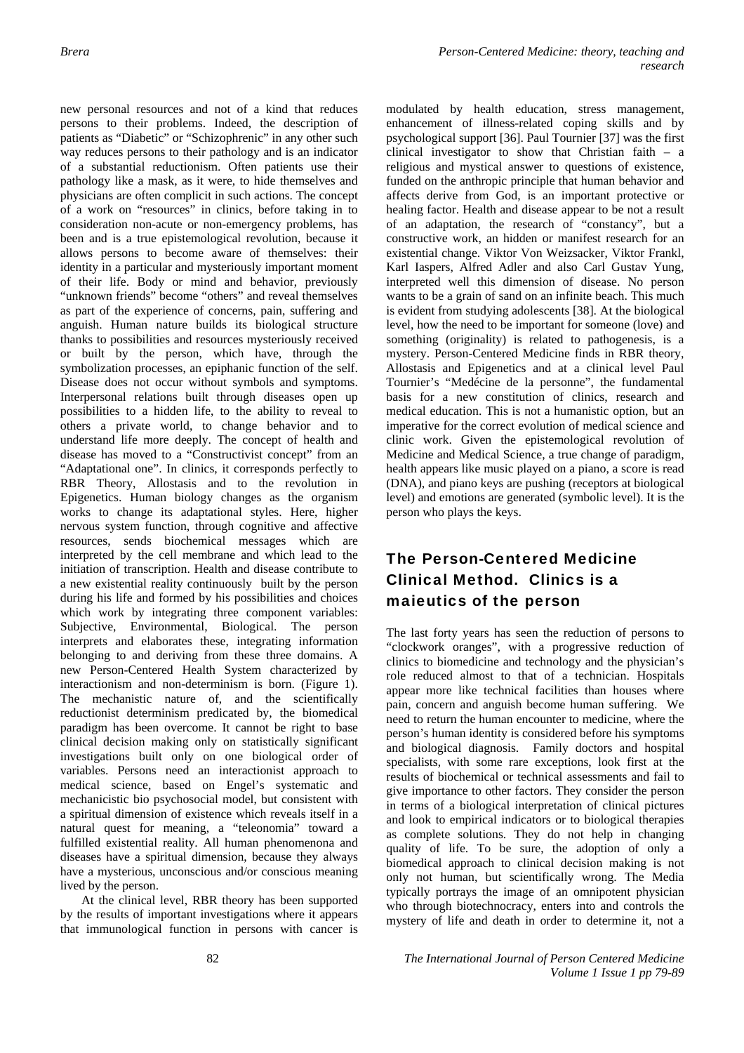new personal resources and not of a kind that reduces persons to their problems. Indeed, the description of patients as "Diabetic" or "Schizophrenic" in any other such way reduces persons to their pathology and is an indicator of a substantial reductionism. Often patients use their pathology like a mask, as it were, to hide themselves and physicians are often complicit in such actions. The concept of a work on "resources" in clinics, before taking in to consideration non-acute or non-emergency problems, has been and is a true epistemological revolution, because it allows persons to become aware of themselves: their identity in a particular and mysteriously important moment of their life. Body or mind and behavior, previously "unknown friends" become "others" and reveal themselves as part of the experience of concerns, pain, suffering and anguish. Human nature builds its biological structure thanks to possibilities and resources mysteriously received or built by the person, which have, through the symbolization processes, an epiphanic function of the self. Disease does not occur without symbols and symptoms. Interpersonal relations built through diseases open up possibilities to a hidden life, to the ability to reveal to others a private world, to change behavior and to understand life more deeply. The concept of health and disease has moved to a "Constructivist concept" from an "Adaptational one". In clinics, it corresponds perfectly to RBR Theory, Allostasis and to the revolution in Epigenetics. Human biology changes as the organism works to change its adaptational styles. Here, higher nervous system function, through cognitive and affective resources, sends biochemical messages which are interpreted by the cell membrane and which lead to the initiation of transcription. Health and disease contribute to a new existential reality continuously built by the person during his life and formed by his possibilities and choices which work by integrating three component variables: Subjective, Environmental, Biological. The person interprets and elaborates these, integrating information belonging to and deriving from these three domains. A new Person-Centered Health System characterized by interactionism and non-determinism is born. (Figure 1). The mechanistic nature of, and the scientifically reductionist determinism predicated by, the biomedical paradigm has been overcome. It cannot be right to base clinical decision making only on statistically significant investigations built only on one biological order of variables. Persons need an interactionist approach to medical science, based on Engel's systematic and mechanicistic bio psychosocial model, but consistent with a spiritual dimension of existence which reveals itself in a natural quest for meaning, a "teleonomia" toward a fulfilled existential reality. All human phenomenona and diseases have a spiritual dimension, because they always have a mysterious, unconscious and/or conscious meaning lived by the person.

At the clinical level, RBR theory has been supported by the results of important investigations where it appears that immunological function in persons with cancer is modulated by health education, stress management, enhancement of illness-related coping skills and by psychological support [36]. Paul Tournier [37] was the first clinical investigator to show that Christian faith – a religious and mystical answer to questions of existence, funded on the anthropic principle that human behavior and affects derive from God, is an important protective or healing factor. Health and disease appear to be not a result of an adaptation, the research of "constancy", but a constructive work, an hidden or manifest research for an existential change. Viktor Von Weizsacker, Viktor Frankl, Karl Iaspers, Alfred Adler and also Carl Gustav Yung, interpreted well this dimension of disease. No person wants to be a grain of sand on an infinite beach. This much is evident from studying adolescents [38]. At the biological level, how the need to be important for someone (love) and something (originality) is related to pathogenesis, is a mystery. Person-Centered Medicine finds in RBR theory, Allostasis and Epigenetics and at a clinical level Paul Tournier's "Medécine de la personne", the fundamental basis for a new constitution of clinics, research and medical education. This is not a humanistic option, but an imperative for the correct evolution of medical science and clinic work. Given the epistemological revolution of Medicine and Medical Science, a true change of paradigm, health appears like music played on a piano, a score is read (DNA), and piano keys are pushing (receptors at biological level) and emotions are generated (symbolic level). It is the person who plays the keys.

## The Person-Centered Medicine Clinical Method. Clinics is a maieutics of the person

The last forty years has seen the reduction of persons to "clockwork oranges", with a progressive reduction of clinics to biomedicine and technology and the physician's role reduced almost to that of a technician. Hospitals appear more like technical facilities than houses where pain, concern and anguish become human suffering. We need to return the human encounter to medicine, where the person's human identity is considered before his symptoms and biological diagnosis. Family doctors and hospital specialists, with some rare exceptions, look first at the results of biochemical or technical assessments and fail to give importance to other factors. They consider the person in terms of a biological interpretation of clinical pictures and look to empirical indicators or to biological therapies as complete solutions. They do not help in changing quality of life. To be sure, the adoption of only a biomedical approach to clinical decision making is not only not human, but scientifically wrong. The Media typically portrays the image of an omnipotent physician who through biotechnocracy, enters into and controls the mystery of life and death in order to determine it, not a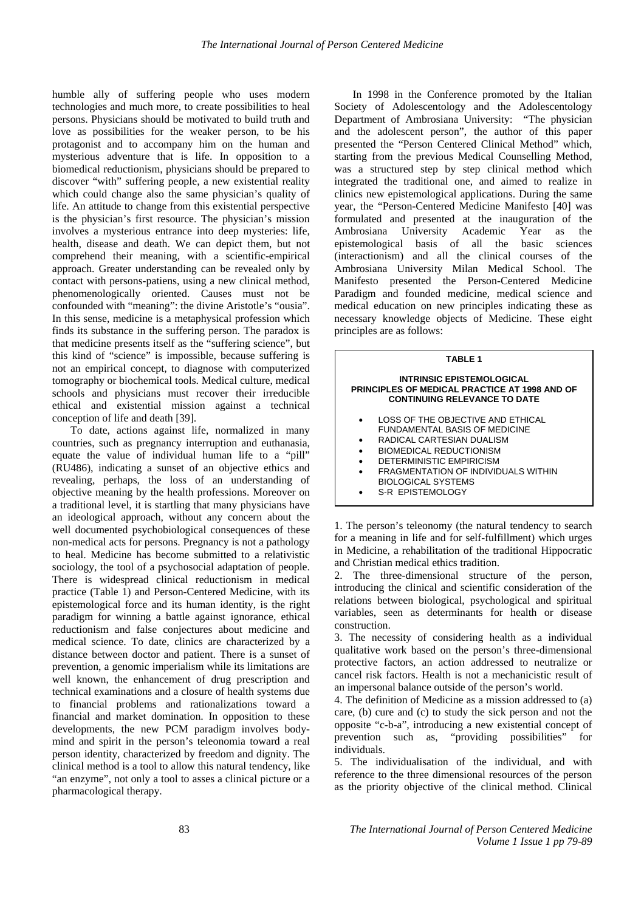humble ally of suffering people who uses modern technologies and much more, to create possibilities to heal persons. Physicians should be motivated to build truth and love as possibilities for the weaker person, to be his protagonist and to accompany him on the human and mysterious adventure that is life. In opposition to a biomedical reductionism, physicians should be prepared to discover "with" suffering people, a new existential reality which could change also the same physician's quality of life. An attitude to change from this existential perspective is the physician's first resource. The physician's mission involves a mysterious entrance into deep mysteries: life, health, disease and death. We can depict them, but not comprehend their meaning, with a scientific-empirical approach. Greater understanding can be revealed only by contact with persons-patiens, using a new clinical method, phenomenologically oriented. Causes must not be confounded with "meaning": the divine Aristotle's "ousia". In this sense, medicine is a metaphysical profession which finds its substance in the suffering person. The paradox is that medicine presents itself as the "suffering science", but this kind of "science" is impossible, because suffering is not an empirical concept, to diagnose with computerized tomography or biochemical tools. Medical culture, medical schools and physicians must recover their irreducible ethical and existential mission against a technical conception of life and death [39].

To date, actions against life, normalized in many countries, such as pregnancy interruption and euthanasia, equate the value of individual human life to a "pill" (RU486), indicating a sunset of an objective ethics and revealing, perhaps, the loss of an understanding of objective meaning by the health professions. Moreover on a traditional level, it is startling that many physicians have an ideological approach, without any concern about the well documented psychobiological consequences of these non-medical acts for persons. Pregnancy is not a pathology to heal. Medicine has become submitted to a relativistic sociology, the tool of a psychosocial adaptation of people. There is widespread clinical reductionism in medical practice (Table 1) and Person-Centered Medicine, with its epistemological force and its human identity, is the right paradigm for winning a battle against ignorance, ethical reductionism and false conjectures about medicine and medical science. To date, clinics are characterized by a distance between doctor and patient. There is a sunset of prevention, a genomic imperialism while its limitations are well known, the enhancement of drug prescription and technical examinations and a closure of health systems due to financial problems and rationalizations toward a financial and market domination. In opposition to these developments, the new PCM paradigm involves body-mind and spirit in the person's teleonomia toward a real person identity, characterized by freedom and dignity. The clinical method is a tool to allow this natural tendency, like "an enzyme", not only a tool to asses a clinical picture or a pharmacological therapy.

In 1998 in the Conference promoted by the Italian Society of Adolescentology and the Adolescentology Department of Ambrosiana University: "The physician and the adolescent person", the author of this paper presented the "Person Centered Clinical Method" which, starting from the previous Medical Counselling Method, was a structured step by step clinical method which integrated the traditional one, and aimed to realize in clinics new epistemological applications. During the same year, the "Person-Centered Medicine Manifesto [40] was formulated and presented at the inauguration of the Ambrosiana University Academic Year as the epistemological basis of all the basic sciences (interactionism) and all the clinical courses of the Ambrosiana University Milan Medical School. The Manifesto presented the Person-Centered Medicine Paradigm and founded medicine, medical science and medical education on new principles indicating these as necessary knowledge objects of Medicine. These eight principles are as follows:

**TABLE 1**

**INTRINSIC EPISTEMOLOGICAL PRINCIPLES OF MEDICAL PRACTICE AT 1998 AND OF CONTINUING RELEVANCE TO DATE**

- LOSS OF THE OBJECTIVE AND ETHICAL FUNDAMENTAL BASIS OF MEDICINE
- RADICAL CARTESIAN DUALISM
- BIOMEDICAL REDUCTIONISM
- DETERMINISTIC EMPIRICISM
- FRAGMENTATION OF INDIVIDUALS WITHIN BIOLOGICAL SYSTEMS
- S-R EPISTEMOLOGY

1. The person's teleonomy (the natural tendency to search for a meaning in life and for self-fulfillment) which urges in Medicine, a rehabilitation of the traditional Hippocratic and Christian medical ethics tradition.
2. The three-dimensional structure of the person, introducing the clinical and scientific consideration of the relations between biological, psychological and spiritual variables, seen as determinants for health or disease construction.
3. The necessity of considering health as a individual qualitative work based on the person's three-dimensional protective factors, an action addressed to neutralize or cancel risk factors. Health is not a mechanicistic result of an impersonal balance outside of the person's world.
4. The definition of Medicine as a mission addressed to (a) care, (b) cure and (c) to study the sick person and not the opposite "c-b-a", introducing a new existential concept of prevention such as, "providing possibilities" for individuals.
5. The individualisation of the individual, and with reference to the three dimensional resources of the person as the priority objective of the clinical method. Clinical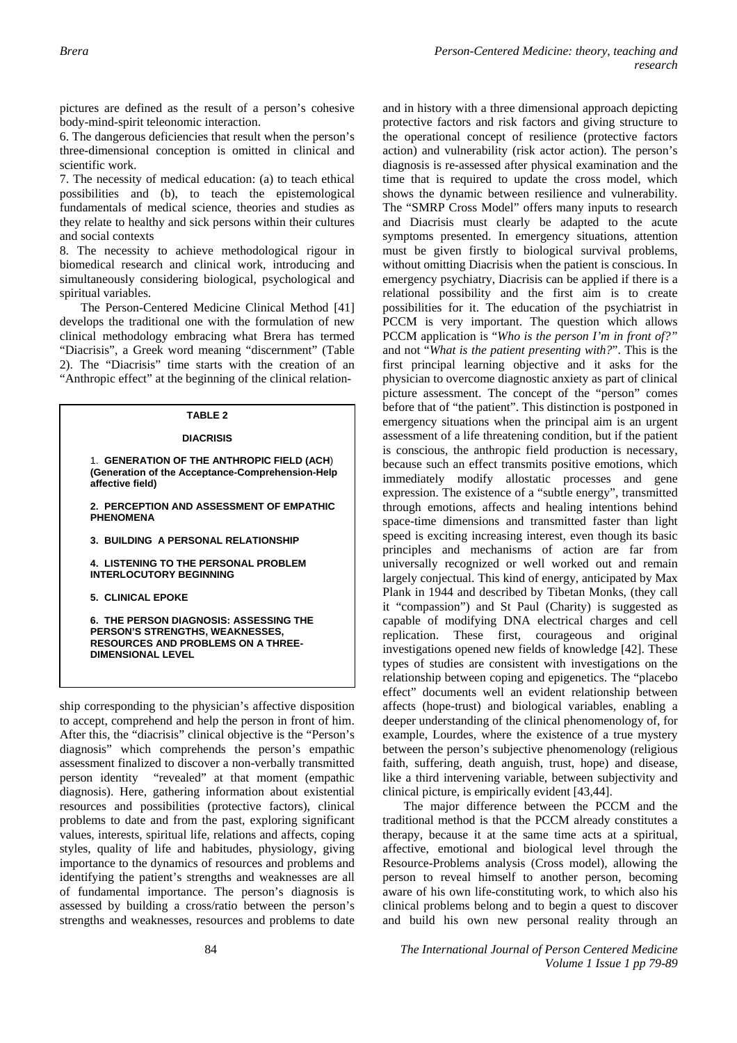pictures are defined as the result of a person's cohesive body-mind-spirit teleonomic interaction.

6. The dangerous deficiencies that result when the person's three-dimensional conception is omitted in clinical and scientific work.

7. The necessity of medical education: (a) to teach ethical possibilities and (b), to teach the epistemological fundamentals of medical science, theories and studies as they relate to healthy and sick persons within their cultures and social contexts

8. The necessity to achieve methodological rigour in biomedical research and clinical work, introducing and simultaneously considering biological, psychological and spiritual variables.

The Person-Centered Medicine Clinical Method [41] develops the traditional one with the formulation of new clinical methodology embracing what Brera has termed "Diacrisis", a Greek word meaning "discernment" (Table 2). The "Diacrisis" time starts with the creation of an "Anthropic effect" at the beginning of the clinical relationship corresponding to the physician's affective disposition to accept, comprehend and help the person in front of him. After this, the "diacrisis" clinical objective is the "Person's diagnosis" which comprehends the person's empathic assessment finalized to discover a non-verbally transmitted person identity "revealed" at that moment (empathic diagnosis). Here, gathering information about existential resources and possibilities (protective factors), clinical problems to date and from the past, exploring significant values, interests, spiritual life, relations and affects, coping styles, quality of life and habitudes, physiology, giving importance to the dynamics of resources and problems and identifying the patient's strengths and weaknesses are all of fundamental importance. The person's diagnosis is assessed by building a cross/ratio between the person's strengths and weaknesses, resources and problems to date and in history with a three dimensional approach depicting protective factors and risk factors and giving structure to the operational concept of resilience (protective factors action) and vulnerability (risk actor action). The person's diagnosis is re-assessed after physical examination and the time that is required to update the cross model, which shows the dynamic between resilience and vulnerability. The "SMRP Cross Model" offers many inputs to research and Diacrisis must clearly be adapted to the acute symptoms presented. In emergency situations, attention must be given firstly to biological survival problems, without omitting Diacrisis when the patient is conscious. In emergency psychiatry, Diacrisis can be applied if there is a relational possibility and the first aim is to create possibilities for it. The education of the psychiatrist in PCCM is very important. The question which allows PCCM application is "*Who is the person I'm in front of?"* and not "*What is the patient presenting with?*". This is the first principal learning objective and it asks for the physician to overcome diagnostic anxiety as part of clinical picture assessment. The concept of the "person" comes before that of "the patient". This distinction is postponed in emergency situations when the principal aim is an urgent assessment of a life threatening condition, but if the patient is conscious, the anthropic field production is necessary, because such an effect transmits positive emotions, which immediately modify allostatic processes and gene expression. The existence of a "subtle energy", transmitted through emotions, affects and healing intentions behind space-time dimensions and transmitted faster than light speed is exciting increasing interest, even though its basic principles and mechanisms of action are far from universally recognized or well worked out and remain largely conjectual. This kind of energy, anticipated by Max Plank in 1944 and described by Tibetan Monks, (they call it "compassion") and St Paul (Charity) is suggested as capable of modifying DNA electrical charges and cell replication. These first, courageous and original investigations opened new fields of knowledge [42]. These types of studies are consistent with investigations on the relationship between coping and epigenetics. The "placebo effect" documents well an evident relationship between affects (hope-trust) and biological variables, enabling a deeper understanding of the clinical phenomenology of, for example, Lourdes, where the existence of a true mystery between the person's subjective phenomenology (religious faith, suffering, death anguish, trust, hope) and disease, like a third intervening variable, between subjectivity and clinical picture, is empirically evident [43,44].

The major difference between the PCCM and the traditional method is that the PCCM already constitutes a therapy, because it at the same time acts at a spiritual, affective, emotional and biological level through the Resource-Problems analysis (Cross model), allowing the person to reveal himself to another person, becoming aware of his own life-constituting work, to which also his clinical problems belong and to begin a quest to discover and build his own new personal reality through an

**TABLE 2**

**DIACRISIS**

1. **GENERATION OF THE ANTHROPIC FIELD (ACH) (Generation of the Acceptance-Comprehension-Help affective field)**

2. **PERCEPTION AND ASSESSMENT OF EMPATHIC PHENOMENA**

3. **BUILDING A PERSONAL RELATIONSHIP**

4. **LISTENING TO THE PERSONAL PROBLEM INTERLOCUTORY BEGINNING**

5. **CLINICAL EPOKE**

6. **THE PERSON DIAGNOSIS: ASSESSING THE PERSON'S STRENGTHS, WEAKNESSES, RESOURCES AND PROBLEMS ON A THREE-DIMENSIONAL LEVEL**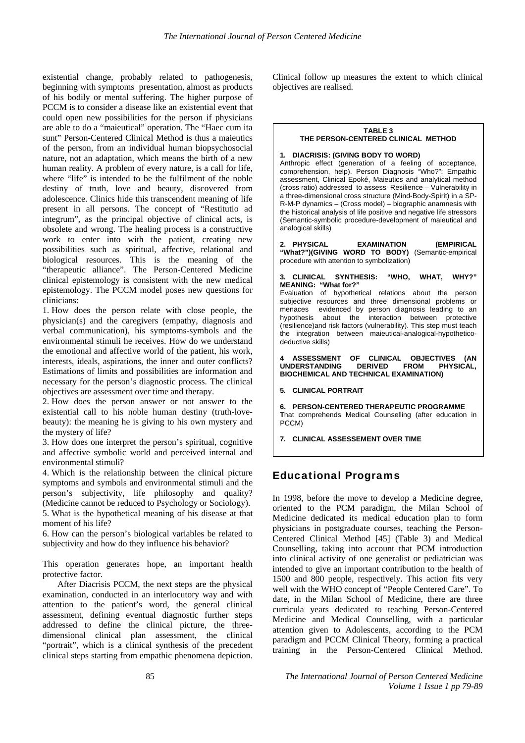existential change, probably related to pathogenesis, beginning with symptoms presentation, almost as products of his bodily or mental suffering. The higher purpose of PCCM is to consider a disease like an existential event that could open new possibilities for the person if physicians are able to do a "maieutical" operation. The "Haec cum ita sunt" Person-Centered Clinical Method is thus a maieutics of the person, from an individual human biopsychosocial nature, not an adaptation, which means the birth of a new human reality. A problem of every nature, is a call for life, where "life" is intended to be the fulfilment of the noble destiny of truth, love and beauty, discovered from adolescence. Clinics hide this transcendent meaning of life present in all persons. The concept of "Restitutio ad integrum", as the principal objective of clinical acts, is obsolete and wrong. The healing process is a constructive work to enter into with the patient, creating new possibilities such as spiritual, affective, relational and biological resources. This is the meaning of the "therapeutic alliance". The Person-Centered Medicine clinical epistemology is consistent with the new medical epistemology. The PCCM model poses new questions for clinicians:

1. How does the person relate with close people, the physician(s) and the caregivers (empathy, diagnosis and verbal communication), his symptoms-symbols and the environmental stimuli he receives. How do we understand the emotional and affective world of the patient, his work, interests, ideals, aspirations, the inner and outer conflicts? Estimations of limits and possibilities are information and necessary for the person's diagnostic process. The clinical objectives are assessment over time and therapy.
2. How does the person answer or not answer to the existential call to his noble human destiny (truth-love-beauty): the meaning he is giving to his own mystery and the mystery of life?
3. How does one interpret the person's spiritual, cognitive and affective symbolic world and perceived internal and environmental stimuli?
4. Which is the relationship between the clinical picture symptoms and symbols and environmental stimuli and the person's subjectivity, life philosophy and quality? (Medicine cannot be reduced to Psychology or Sociology).
5. What is the hypothetical meaning of his disease at that moment of his life?
6. How can the person's biological variables be related to subjectivity and how do they influence his behavior?

This operation generates hope, an important health protective factor.

After Diacrisis PCCM, the next steps are the physical examination, conducted in an interlocutory way and with attention to the patient's word, the general clinical assessment, defining eventual diagnostic further steps addressed to define the clinical picture, the three-dimensional clinical plan assessment, the clinical "portrait", which is a clinical synthesis of the precedent clinical steps starting from empathic phenomena depiction. Clinical follow up measures the extent to which clinical objectives are realised.

**TABLE 3**
**THE PERSON-CENTERED CLINICAL METHOD**

1. **DIACRISIS: (GIVING BODY TO WORD)**
Anthropic effect (generation of a feeling of acceptance, comprehension, help). Person Diagnosis "Who?": Empathic assessment, Clinical Epoké, Maieutics and analytical method (cross ratio) addressed to assess Resilience – Vulnerability in a three-dimensional cross structure (Mind-Body-Spirit) in a SP-R-M-P dynamics – (Cross model) – biographic anamnesis with the historical analysis of life positive and negative life stressors (Semantic-symbolic procedure-development of maieutical and analogical skills)

2. **PHYSICAL EXAMINATION (EMPIRICAL "What?")(GIVING WORD TO BODY)** (Semantic-empirical procedure with attention to symbolization)

3. **CLINICAL SYNTHESIS: "WHO, WHAT, WHY?" MEANING: "What for?"**
Evaluation of hypothetical relations about the person subjective resources and three dimensional problems or menaces evidenced by person diagnosis leading to an hypothesis about the interaction between protective (resilience)and risk factors (vulnerability). This step must teach the integration between maieutical-analogical-hypothetico-deductive skills)

4. **ASSESSMENT OF CLINICAL OBJECTIVES (AN UNDERSTANDING DERIVED FROM PHYSICAL, BIOCHEMICAL AND TECHNICAL EXAMINATION)**

5. **CLINICAL PORTRAIT**

6. **PERSON-CENTERED THERAPEUTIC PROGRAMME**
That comprehends Medical Counselling (after education in PCCM)

7. **CLINICAL ASSESSEMENT OVER TIME**

## Educational Programs

In 1998, before the move to develop a Medicine degree, oriented to the PCM paradigm, the Milan School of Medicine dedicated its medical education plan to form physicians in postgraduate courses, teaching the Person-Centered Clinical Method [45] (Table 3) and Medical Counselling, taking into account that PCM introduction into clinical activity of one generalist or pediatrician was intended to give an important contribution to the health of 1500 and 800 people, respectively. This action fits very well with the WHO concept of "People Centered Care". To date, in the Milan School of Medicine, there are three curricula years dedicated to teaching Person-Centered Medicine and Medical Counselling, with a particular attention given to Adolescents, according to the PCM paradigm and PCCM Clinical Theory, forming a practical training in the Person-Centered Clinical Method.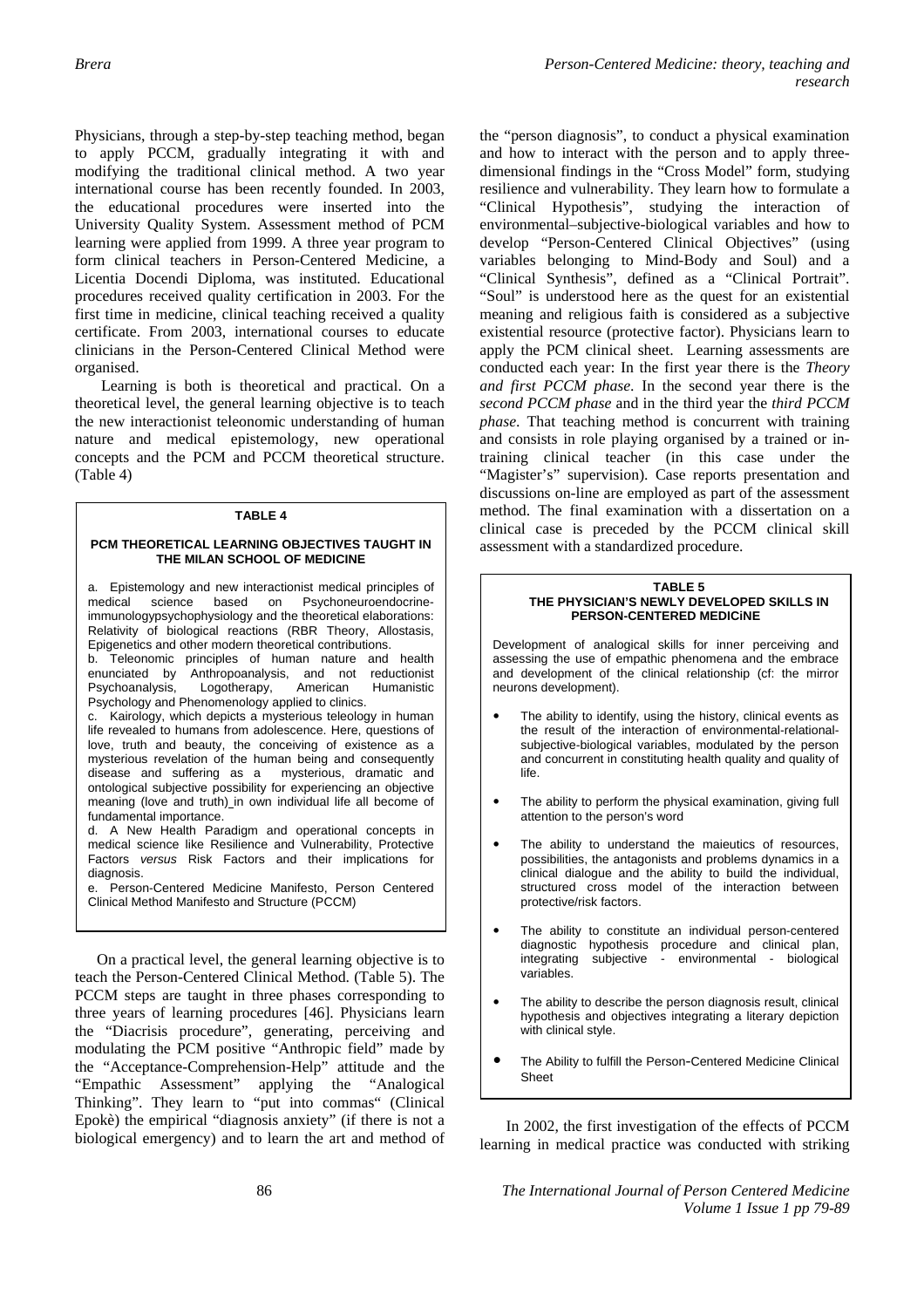Physicians, through a step-by-step teaching method, began to apply PCCM, gradually integrating it with and modifying the traditional clinical method. A two year international course has been recently founded. In 2003, the educational procedures were inserted into the University Quality System. Assessment method of PCM learning were applied from 1999. A three year program to form clinical teachers in Person-Centered Medicine, a Licentia Docendi Diploma, was instituted. Educational procedures received quality certification in 2003. For the first time in medicine, clinical teaching received a quality certificate. From 2003, international courses to educate clinicians in the Person-Centered Clinical Method were organised.

Learning is both is theoretical and practical. On a theoretical level, the general learning objective is to teach the new interactionist teleonomic understanding of human nature and medical epistemology, new operational concepts and the PCM and PCCM theoretical structure. (Table 4)

**TABLE 4**

**PCM THEORETICAL LEARNING OBJECTIVES TAUGHT IN THE MILAN SCHOOL OF MEDICINE**

a. Epistemology and new interactionist medical principles of medical science based on Psychoneuroendocrine-immunologypsychophysiology and the theoretical elaborations: Relativity of biological reactions (RBR Theory, Allostasis, Epigenetics and other modern theoretical contributions.

b. Teleonomic principles of human nature and health enunciated by Anthropoanalysis, and not reductionist Psychoanalysis, Logotherapy, American Humanistic Psychology and Phenomenology applied to clinics.

c. Kairology, which depicts a mysterious teleology in human life revealed to humans from adolescence. Here, questions of love, truth and beauty, the conceiving of existence as a mysterious revelation of the human being and consequently disease and suffering as a mysterious, dramatic and ontological subjective possibility for experiencing an objective meaning (love and truth) in own individual life all become of fundamental importance.

d. A New Health Paradigm and operational concepts in medical science like Resilience and Vulnerability, Protective Factors *versus* Risk Factors and their implications for diagnosis.

e. Person-Centered Medicine Manifesto, Person Centered Clinical Method Manifesto and Structure (PCCM)

On a practical level, the general learning objective is to teach the Person-Centered Clinical Method. (Table 5). The PCCM steps are taught in three phases corresponding to three years of learning procedures [46]. Physicians learn the "Diacrisis procedure", generating, perceiving and modulating the PCM positive "Anthropic field" made by the "Acceptance-Comprehension-Help" attitude and the "Empathic Assessment" applying the "Analogical Thinking". They learn to "put into commas" (Clinical Epokè) the empirical "diagnosis anxiety" (if there is not a biological emergency) and to learn the art and method of the "person diagnosis", to conduct a physical examination and how to interact with the person and to apply three-dimensional findings in the "Cross Model" form, studying resilience and vulnerability. They learn how to formulate a "Clinical Hypothesis", studying the interaction of environmental–subjective-biological variables and how to develop "Person-Centered Clinical Objectives" (using variables belonging to Mind-Body and Soul) and a "Clinical Synthesis", defined as a "Clinical Portrait". "Soul" is understood here as the quest for an existential meaning and religious faith is considered as a subjective existential resource (protective factor). Physicians learn to apply the PCM clinical sheet. Learning assessments are conducted each year: In the first year there is the *Theory and first PCCM phase*. In the second year there is the *second PCCM phase* and in the third year the *third PCCM phase.* That teaching method is concurrent with training and consists in role playing organised by a trained or in-training clinical teacher (in this case under the "Magister's" supervision). Case reports presentation and discussions on-line are employed as part of the assessment method. The final examination with a dissertation on a clinical case is preceded by the PCCM clinical skill assessment with a standardized procedure.

**TABLE 5**

**THE PHYSICIAN'S NEWLY DEVELOPED SKILLS IN PERSON-CENTERED MEDICiNE**

Development of analogical skills for inner perceiving and assessing the use of empathic phenomena and the embrace and development of the clinical relationship (cf: the mirror neurons development).

- The ability to identify, using the history, clinical events as the result of the interaction of environmental-relational-subjective-biological variables, modulated by the person and concurrent in constituting health quality and quality of life.
- The ability to perform the physical examination, giving full attention to the person's word
- The ability to understand the maieutics of resources, possibilities, the antagonists and problems dynamics in a clinical dialogue and the ability to build the individual, structured cross model of the interaction between protective/risk factors.
- The ability to constitute an individual person-centered diagnostic hypothesis procedure and clinical plan, integrating subjective - environmental - biological variables.
- The ability to describe the person diagnosis result, clinical hypothesis and objectives integrating a literary depiction with clinical style.
- The Ability to fulfill the Person-Centered Medicine Clinical Sheet

In 2002, the first investigation of the effects of PCCM learning in medical practice was conducted with striking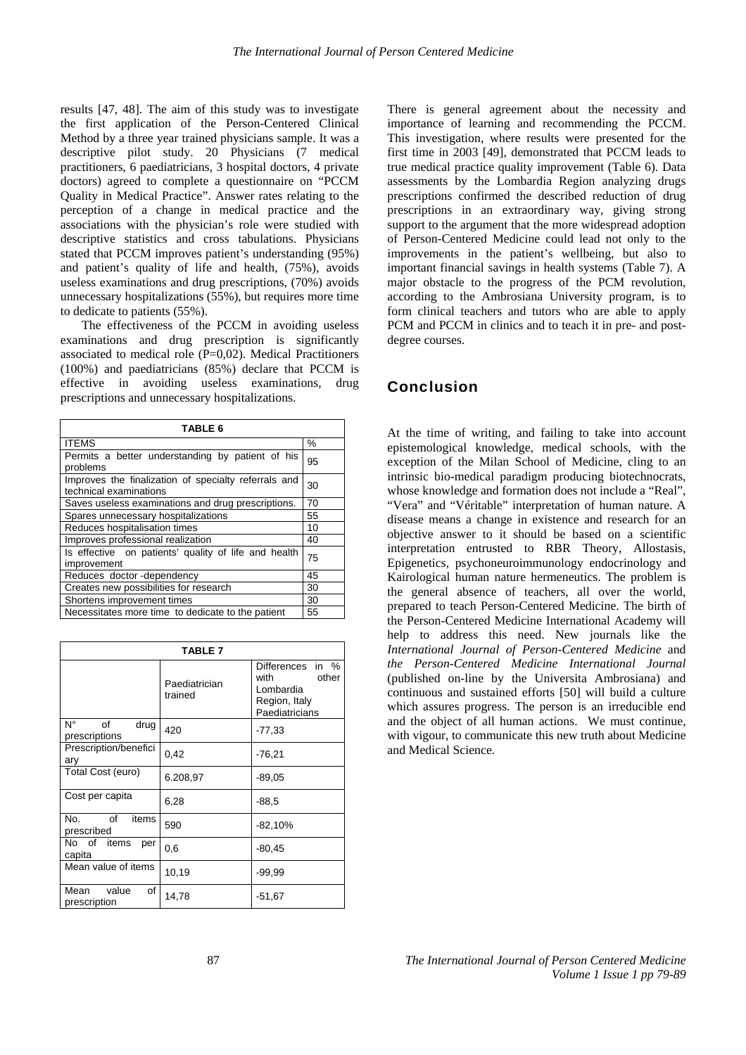results [47, 48]. The aim of this study was to investigate the first application of the Person-Centered Clinical Method by a three year trained physicians sample. It was a descriptive pilot study. 20 Physicians (7 medical practitioners, 6 paediatricians, 3 hospital doctors, 4 private doctors) agreed to complete a questionnaire on "PCCM Quality in Medical Practice". Answer rates relating to the perception of a change in medical practice and the associations with the physician's role were studied with descriptive statistics and cross tabulations. Physicians stated that PCCM improves patient's understanding (95%) and patient's quality of life and health, (75%), avoids useless examinations and drug prescriptions, (70%) avoids unnecessary hospitalizations (55%), but requires more time to dedicate to patients (55%).

The effectiveness of the PCCM in avoiding useless examinations and drug prescription is significantly associated to medical role (P=0,02). Medical Practitioners (100%) and paediatricians (85%) declare that PCCM is effective in avoiding useless examinations, drug prescriptions and unnecessary hospitalizations.

| TABLE 6 | |
|---|---|
| ITEMS | % |
| Permits a better understanding by patient of his problems | 95 |
| Improves the finalization of specialty referrals and technical examinations | 30 |
| Saves useless examinations and drug prescriptions. | 70 |
| Spares unnecessary hospitalizations | 55 |
| Reduces hospitalisation times | 10 |
| Improves professional realization | 40 |
| Is effective on patients' quality of life and health improvement | 75 |
| Reduces doctor -dependency | 45 |
| Creates new possibilities for research | 30 |
| Shortens improvement times | 30 |
| Necessitates more time to dedicate to the patient | 55 |

| TABLE 7 | | |
|---|---|---|
| | Paediatrician trained | Differences in % with other Lombardia Region, Italy Paediatricians |
| N° of drug prescriptions | 420 | -77,33 |
| Prescription/beneficiary | 0,42 | -76,21 |
| Total Cost (euro) | 6.208,97 | -89,05 |
| Cost per capita | 6,28 | -88,5 |
| No. of items prescribed | 590 | -82,10% |
| No of items per capita | 0,6 | -80,45 |
| Mean value of items | 10,19 | -99,99 |
| Mean value of prescription | 14,78 | -51,67 |

There is general agreement about the necessity and importance of learning and recommending the PCCM. This investigation, where results were presented for the first time in 2003 [49], demonstrated that PCCM leads to true medical practice quality improvement (Table 6). Data assessments by the Lombardia Region analyzing drugs prescriptions confirmed the described reduction of drug prescriptions in an extraordinary way, giving strong support to the argument that the more widespread adoption of Person-Centered Medicine could lead not only to the improvements in the patient's wellbeing, but also to important financial savings in health systems (Table 7). A major obstacle to the progress of the PCM revolution, according to the Ambrosiana University program, is to form clinical teachers and tutors who are able to apply PCM and PCCM in clinics and to teach it in pre- and post-degree courses.

## Conclusion

At the time of writing, and failing to take into account epistemological knowledge, medical schools, with the exception of the Milan School of Medicine, cling to an intrinsic bio-medical paradigm producing biotechnocrats, whose knowledge and formation does not include a "Real", "Vera" and "Véritable" interpretation of human nature. A disease means a change in existence and research for an objective answer to it should be based on a scientific interpretation entrusted to RBR Theory, Allostasis, Epigenetics, psychoneuroimmunology endocrinology and Kairological human nature hermeneutics. The problem is the general absence of teachers, all over the world, prepared to teach Person-Centered Medicine. The birth of the Person-Centered Medicine International Academy will help to address this need. New journals like the *International Journal of Person-Centered Medicine* and *the Person-Centered Medicine International Journal* (published on-line by the Universita Ambrosiana) and continuous and sustained efforts [50] will build a culture which assures progress. The person is an irreducible end and the object of all human actions. We must continue, with vigour, to communicate this new truth about Medicine and Medical Science.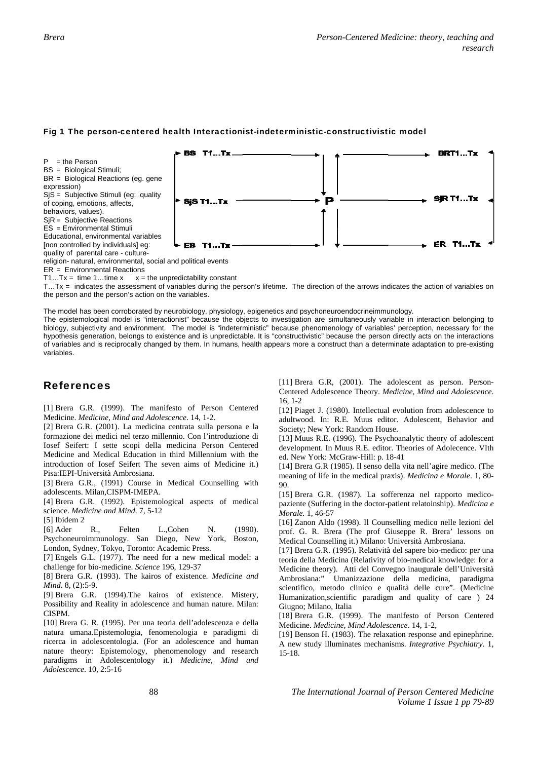**Fig 1 The person-centered health Interactionist-indeterministic-constructivistic model**

P = the Person
BS = Biological Stimuli;
BR = Biological Reactions (eg. gene expression)
SjS = Subjective Stimuli (eg: quality of coping, emotions, affects, behaviors, values).
SjR = Subjective Reactions
ES = Environmental Stimuli
Educational, environmental variables [non controlled by individuals] eg: quality of parental care - culture-religion- natural, environmental, social and political events
ER = Environmental Reactions
T1…Tx = time 1…time x   x = the unpredictability constant
T…Tx = indicates the assessment of variables during the person's lifetime. The direction of the arrows indicates the action of variables on the person and the person's action on the variables.

BS T1…Tx → P → BRT1…Tx
SjS T1…Tx → P → SjR T1…Tx
ES T1…Tx → P → ER T1…Tx

The model has been corroborated by neurobiology, physiology, epigenetics and psychoneuroendocrineimmunology.
The epistemological model is "interactionist" because the objects to investigation are simultaneously variable in interaction belonging to biology, subjectivity and environment. The model is "indeterministic" because phenomenology of variables' perception, necessary for the hypothesis generation, belongs to existence and is unpredictable. It is "constructivistic" because the person directly acts on the interactions of variables and is reciprocally changed by them. In humans, health appears more a construct than a determinate adaptation to pre-existing variables.

## References

[1] Brera G.R. (1999). The manifesto of Person Centered Medicine. *Medicine, Mind and Adolescence*. 14, 1-2.

[2] Brera G.R. (2001). La medicina centrata sulla persona e la formazione dei medici nel terzo millennio. Con l'introduzione di Iosef Seifert: I sette scopi della medicina Person Centered Medicine and Medical Education in third Millennium with the introduction of Iosef Seifert The seven aims of Medicine it.) Pisa:IEPI-Università Ambrosiana.

[3] Brera G.R., (1991) Course in Medical Counselling with adolescents. Milan,CISPM-IMEPA.

[4] Brera G.R. (1992). Epistemological aspects of medical science. *Medicine and Mind*. 7, 5-12

[5] Ibidem 2

[6] Ader R., Felten L.,Cohen N. (1990). Psychoneuroimmunology. San Diego, New York, Boston, London, Sydney, Tokyo, Toronto: Academic Press.

[7] Engels G.L. (1977). The need for a new medical model: a challenge for bio-medicine. *Science* 196, 129-37

[8] Brera G.R. (1993). The kairos of existence. *Medicine and Mind*. 8, (2):5-9.

[9] Brera G.R. (1994).The kairos of existence. Mistery, Possibility and Reality in adolescence and human nature. Milan: CISPM.

[10] Brera G. R. (1995). Per una teoria dell'adolescenza e della natura umana.Epistemologia, fenomenologia e paradigmi di ricerca in adolescentologia. (For an adolescence and human nature theory: Epistemology, phenomenology and research paradigms in Adolescentology it.) *Medicine, Mind and Adolescence*. 10, 2:5-16

[11] Brera G.R, (2001). The adolescent as person. Person-Centered Adolescence Theory. *Medicine, Mind and Adolescence*. 16, 1-2

[12] Piaget J. (1980). Intellectual evolution from adolescence to adultwood. In: R.E. Muus editor. Adolescent, Behavior and Society; New York: Random House.

[13] Muus R.E. (1996). The Psychoanalytic theory of adolescent development. In Muus R.E. editor. Theories of Adolecence. VIth ed. New York: McGraw-Hill: p. 18-41

[14] Brera G.R (1985). Il senso della vita nell'agire medico. (The meaning of life in the medical praxis). *Medicina e Morale*. 1, 80-90.

[15] Brera G.R. (1987). La sofferenza nel rapporto medico-paziente (Suffering in the doctor-patient relatoinship). *Medicina e Morale.* 1, 46-57

[16] Zanon Aldo (1998). Il Counselling medico nelle lezioni del prof. G. R. Brera (The prof Giuseppe R. Brera' lessons on Medical Counselling it.) Milano: Università Ambrosiana.

[17] Brera G.R. (1995). Relatività del sapere bio-medico: per una teoria della Medicina (Relativity of bio-medical knowledge: for a Medicine theory). Atti del Convegno inaugurale dell'Università Ambrosiana:" Umanizzazione della medicina, paradigma scientifico, metodo clinico e qualità delle cure". (Medicine Humanization,scientific paradigm and quality of care ) 24 Giugno; Milano, Italia

[18] Brera G.R. (1999). The manifesto of Person Centered Medicine. *Medicine, Mind Adolescence*. 14, 1-2,

[19] Benson H. (1983). The relaxation response and epinephrine. A new study illuminates mechanisms. *Integrative Psychiatry*. 1, 15-18.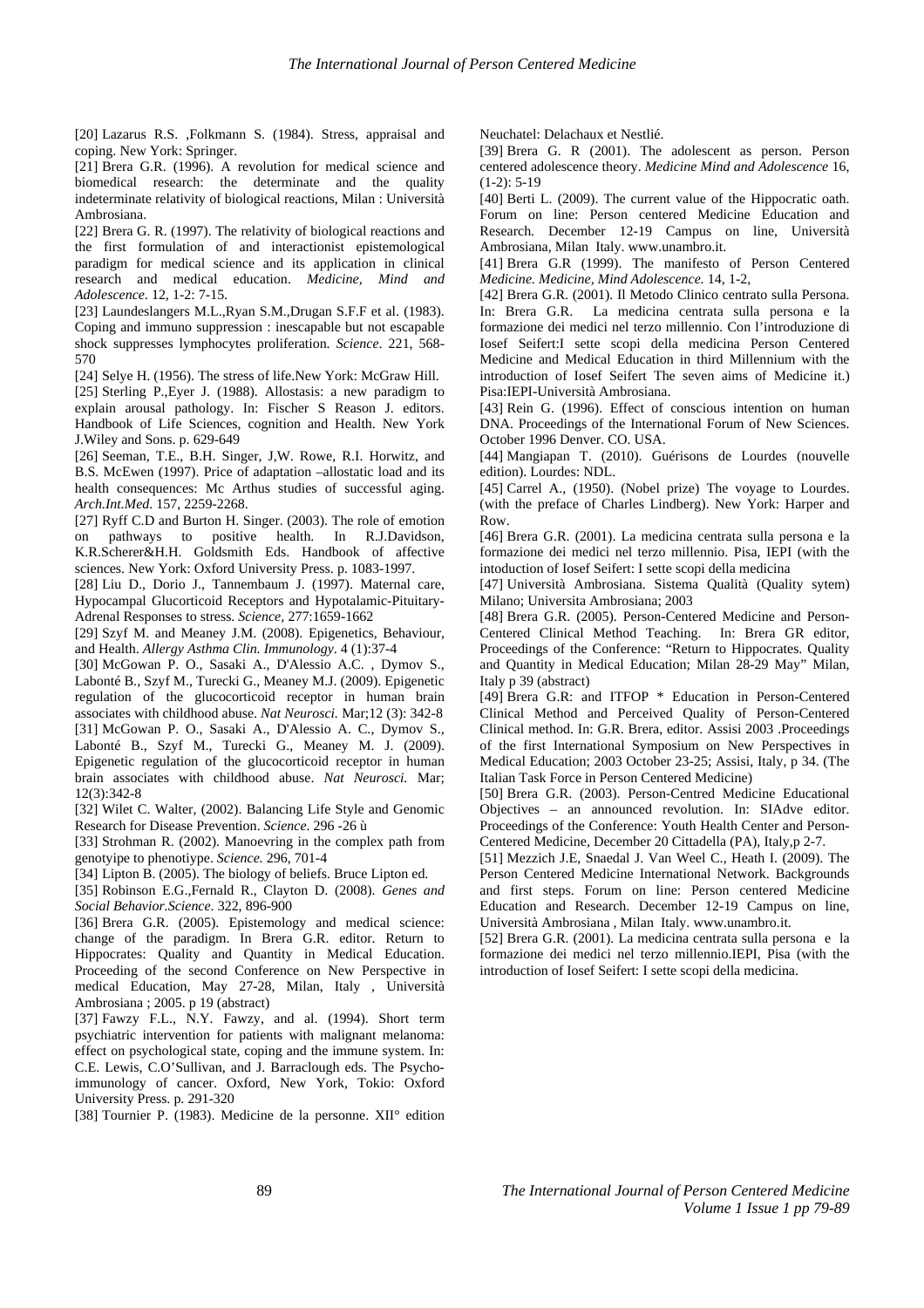[20] Lazarus R.S. ,Folkmann S. (1984). Stress, appraisal and coping. New York: Springer.

[21] Brera G.R. (1996). A revolution for medical science and biomedical research: the determinate and the quality indeterminate relativity of biological reactions, Milan : Università Ambrosiana.

[22] Brera G. R. (1997). The relativity of biological reactions and the first formulation of and interactionist epistemological paradigm for medical science and its application in clinical research and medical education. *Medicine, Mind and Adolescence*. 12, 1-2: 7-15.

[23] Laundeslangers M.L.,Ryan S.M.,Drugan S.F.F et al. (1983). Coping and immuno suppression : inescapable but not escapable shock suppresses lymphocytes proliferation. *Science*. 221, 568-570

[24] Selye H. (1956). The stress of life.New York: McGraw Hill.

[25] Sterling P.,Eyer J. (1988). Allostasis: a new paradigm to explain arousal pathology. In: Fischer S Reason J. editors. Handbook of Life Sciences, cognition and Health. New York J.Wiley and Sons. p. 629-649

[26] Seeman, T.E., B.H. Singer, J,W. Rowe, R.I. Horwitz, and B.S. McEwen (1997). Price of adaptation –allostatic load and its health consequences: Mc Arthus studies of successful aging. *Arch.Int.Med*. 157, 2259-2268.

[27] Ryff C.D and Burton H. Singer. (2003). The role of emotion on pathways to positive health. In R.J.Davidson, K.R.Scherer&H.H. Goldsmith Eds. Handbook of affective sciences. New York: Oxford University Press. p. 1083-1997.

[28] Liu D., Dorio J., Tannembaum J. (1997). Maternal care, Hypocampal Glucorticoid Receptors and Hypotalamic-Pituitary-Adrenal Responses to stress. *Science*, 277:1659-1662

[29] Szyf M. and Meaney J.M. (2008). Epigenetics, Behaviour, and Health. *Allergy Asthma Clin. Immunology*. 4 (1):37-4

[30] McGowan P. O., Sasaki A., D'Alessio A.C. , Dymov S., Labonté B., Szyf M., Turecki G., Meaney M.J. (2009). Epigenetic regulation of the glucocorticoid receptor in human brain associates with childhood abuse. *Nat Neurosci.* Mar;12 (3): 342-8

[31] McGowan P. O., Sasaki A., D'Alessio A. C., Dymov S., Labonté B., Szyf M., Turecki G., Meaney M. J. (2009). Epigenetic regulation of the glucocorticoid receptor in human brain associates with childhood abuse. *Nat Neurosci.* Mar; 12(3):342-8

[32] Wilet C. Walter, (2002). Balancing Life Style and Genomic Research for Disease Prevention. *Science*. 296 -26 ù

[33] Strohman R. (2002). Manoevring in the complex path from genotyipe to phenotiype. *Science.* 296, 701-4

[34] Lipton B. (2005). The biology of beliefs. Bruce Lipton ed.

[35] Robinson E.G.,Fernald R., Clayton D. (2008). *Genes and Social Behavior.Science*. 322, 896-900

[36] Brera G.R. (2005). Epistemology and medical science: change of the paradigm. In Brera G.R. editor. Return to Hippocrates: Quality and Quantity in Medical Education. Proceeding of the second Conference on New Perspective in medical Education, May 27-28, Milan, Italy , Università Ambrosiana ; 2005. p 19 (abstract)

[37] Fawzy F.L., N.Y. Fawzy, and al. (1994). Short term psychiatric intervention for patients with malignant melanoma: effect on psychological state, coping and the immune system. In: C.E. Lewis, C.O'Sullivan, and J. Barraclough eds. The Psycho-immunology of cancer. Oxford, New York, Tokio: Oxford University Press. p. 291-320

[38] Tournier P. (1983). Medicine de la personne. XII° edition Neuchatel: Delachaux et Nestlié.

[39] Brera G. R (2001). The adolescent as person. Person centered adolescence theory. *Medicine Mind and Adolescence* 16, (1-2): 5-19

[40] Berti L. (2009). The current value of the Hippocratic oath. Forum on line: Person centered Medicine Education and Research. December 12-19 Campus on line, Università Ambrosiana, Milan Italy. www.unambro.it.

[41] Brera G.R (1999). The manifesto of Person Centered *Medicine. Medicine, Mind Adolescence.* 14, 1-2,

[42] Brera G.R. (2001). Il Metodo Clinico centrato sulla Persona. In: Brera G.R. La medicina centrata sulla persona e la formazione dei medici nel terzo millennio. Con l'introduzione di Iosef Seifert:I sette scopi della medicina Person Centered Medicine and Medical Education in third Millennium with the introduction of Iosef Seifert The seven aims of Medicine it.) Pisa:IEPI-Università Ambrosiana.

[43] Rein G. (1996). Effect of conscious intention on human DNA. Proceedings of the International Forum of New Sciences. October 1996 Denver. CO. USA.

[44] Mangiapan T. (2010). Guérisons de Lourdes (nouvelle edition). Lourdes: NDL.

[45] Carrel A., (1950). (Nobel prize) The voyage to Lourdes. (with the preface of Charles Lindberg). New York: Harper and Row.

[46] Brera G.R. (2001). La medicina centrata sulla persona e la formazione dei medici nel terzo millennio. Pisa, IEPI (with the intoduction of Iosef Seifert: I sette scopi della medicina

[47] Università Ambrosiana. Sistema Qualità (Quality sytem) Milano; Universita Ambrosiana; 2003

[48] Brera G.R. (2005). Person-Centered Medicine and Person-Centered Clinical Method Teaching. In: Brera GR editor, Proceedings of the Conference: "Return to Hippocrates. Quality and Quantity in Medical Education; Milan 28-29 May" Milan, Italy p 39 (abstract)

[49] Brera G.R: and ITFOP * Education in Person-Centered Clinical Method and Perceived Quality of Person-Centered Clinical method. In: G.R. Brera, editor. Assisi 2003 .Proceedings of the first International Symposium on New Perspectives in Medical Education; 2003 October 23-25; Assisi, Italy, p 34. (The Italian Task Force in Person Centered Medicine)

[50] Brera G.R. (2003). Person-Centred Medicine Educational Objectives – an announced revolution. In: SIAdve editor. Proceedings of the Conference: Youth Health Center and Person-Centered Medicine, December 20 Cittadella (PA), Italy,p 2-7.

[51] Mezzich J.E, Snaedal J. Van Weel C., Heath I. (2009). The Person Centered Medicine International Network. Backgrounds and first steps. Forum on line: Person centered Medicine Education and Research. December 12-19 Campus on line, Università Ambrosiana , Milan Italy. www.unambro.it.

[52] Brera G.R. (2001). La medicina centrata sulla persona e la formazione dei medici nel terzo millennio.IEPI, Pisa (with the introduction of Iosef Seifert: I sette scopi della medicina.